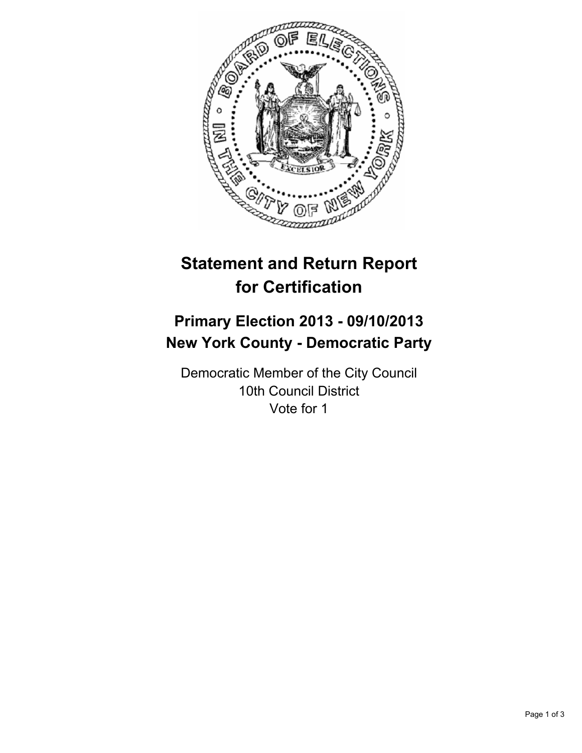# Statement and Return Report for Certification

## Primary Election 2013 - 09/10/2013
## New York County - Democratic Party

Democratic Member of the City Council
10th Council District
Vote for 1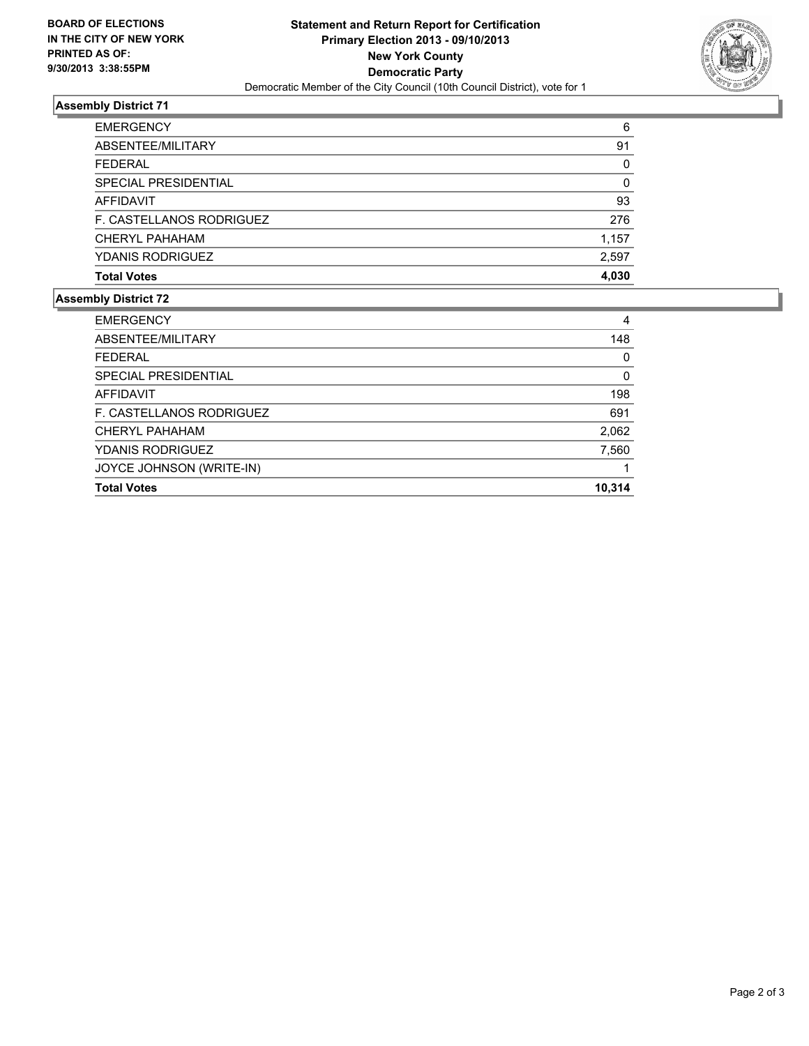**BOARD OF ELECTIONS IN THE CITY OF NEW YORK PRINTED AS OF: 9/30/2013 3:38:55PM**

# Statement and Return Report for Certification
## Primary Election 2013 - 09/10/2013
## New York County
## Democratic Party

Democratic Member of the City Council (10th Council District), vote for 1

### Assembly District 71

| | |
|---|---|
| EMERGENCY | 6 |
| ABSENTEE/MILITARY | 91 |
| FEDERAL | 0 |
| SPECIAL PRESIDENTIAL | 0 |
| AFFIDAVIT | 93 |
| F. CASTELLANOS RODRIGUEZ | 276 |
| CHERYL PAHAHAM | 1,157 |
| YDANIS RODRIGUEZ | 2,597 |
| **Total Votes** | **4,030** |

### Assembly District 72

| | |
|---|---|
| EMERGENCY | 4 |
| ABSENTEE/MILITARY | 148 |
| FEDERAL | 0 |
| SPECIAL PRESIDENTIAL | 0 |
| AFFIDAVIT | 198 |
| F. CASTELLANOS RODRIGUEZ | 691 |
| CHERYL PAHAHAM | 2,062 |
| YDANIS RODRIGUEZ | 7,560 |
| JOYCE JOHNSON (WRITE-IN) | 1 |
| **Total Votes** | **10,314** |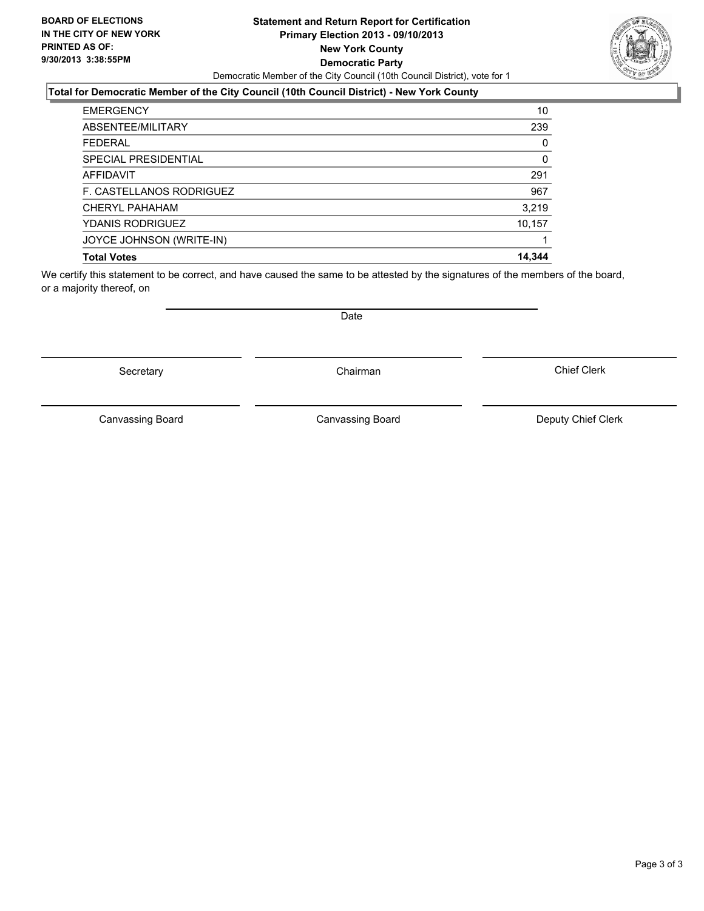**BOARD OF ELECTIONS IN THE CITY OF NEW YORK PRINTED AS OF: 9/30/2013 3:38:55PM**

**Statement and Return Report for Certification**
**Primary Election 2013 - 09/10/2013**
**New York County**
**Democratic Party**

Democratic Member of the City Council (10th Council District), vote for 1

**Total for Democratic Member of the City Council (10th Council District) - New York County**

| | |
|---|---|
| EMERGENCY | 10 |
| ABSENTEE/MILITARY | 239 |
| FEDERAL | 0 |
| SPECIAL PRESIDENTIAL | 0 |
| AFFIDAVIT | 291 |
| F. CASTELLANOS RODRIGUEZ | 967 |
| CHERYL PAHAHAM | 3,219 |
| YDANIS RODRIGUEZ | 10,157 |
| JOYCE JOHNSON (WRITE-IN) | 1 |
| **Total Votes** | **14,344** |

We certify this statement to be correct, and have caused the same to be attested by the signatures of the members of the board, or a majority thereof, on

Date

Secretary    Chairman    Chief Clerk

Canvassing Board    Canvassing Board    Deputy Chief Clerk